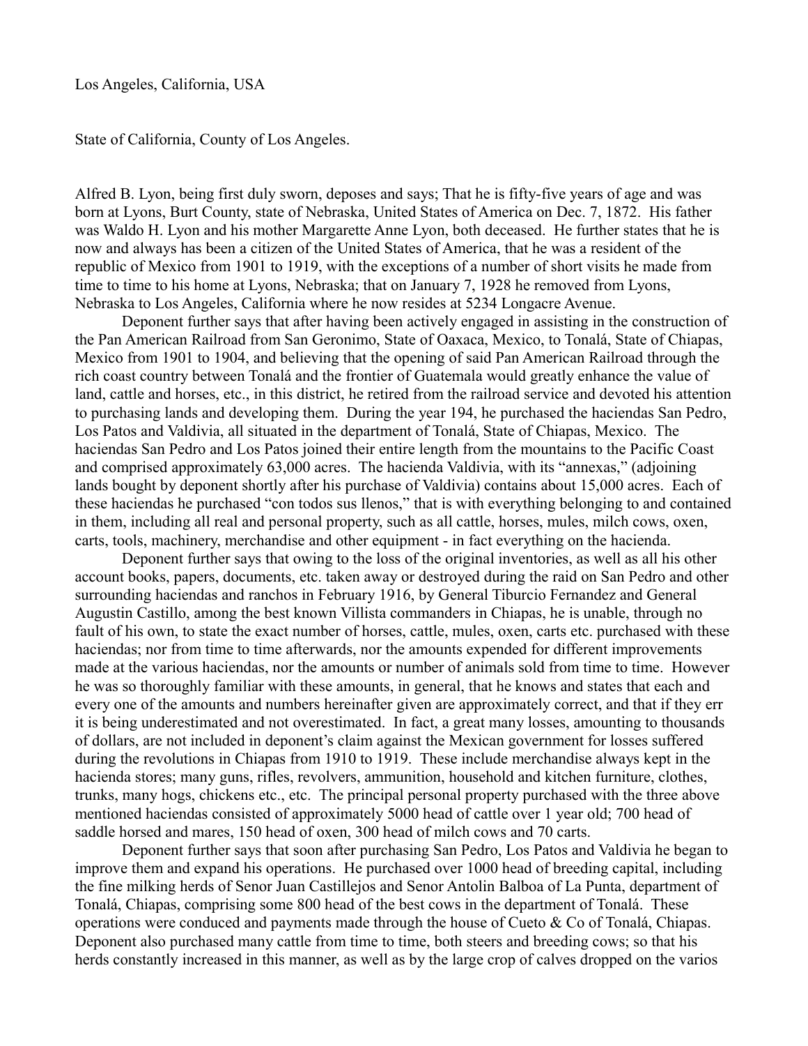Los Angeles, California, USA

State of California, County of Los Angeles.

Alfred B. Lyon, being first duly sworn, deposes and says; That he is fifty-five years of age and was born at Lyons, Burt County, state of Nebraska, United States of America on Dec. 7, 1872. His father was Waldo H. Lyon and his mother Margarette Anne Lyon, both deceased. He further states that he is now and always has been a citizen of the United States of America, that he was a resident of the republic of Mexico from 1901 to 1919, with the exceptions of a number of short visits he made from time to time to his home at Lyons, Nebraska; that on January 7, 1928 he removed from Lyons, Nebraska to Los Angeles, California where he now resides at 5234 Longacre Avenue.

Deponent further says that after having been actively engaged in assisting in the construction of the Pan American Railroad from San Geronimo, State of Oaxaca, Mexico, to Tonalá, State of Chiapas, Mexico from 1901 to 1904, and believing that the opening of said Pan American Railroad through the rich coast country between Tonalá and the frontier of Guatemala would greatly enhance the value of land, cattle and horses, etc., in this district, he retired from the railroad service and devoted his attention to purchasing lands and developing them. During the year 194, he purchased the haciendas San Pedro, Los Patos and Valdivia, all situated in the department of Tonalá, State of Chiapas, Mexico. The haciendas San Pedro and Los Patos joined their entire length from the mountains to the Pacific Coast and comprised approximately 63,000 acres. The hacienda Valdivia, with its "annexas," (adjoining lands bought by deponent shortly after his purchase of Valdivia) contains about 15,000 acres. Each of these haciendas he purchased "con todos sus llenos," that is with everything belonging to and contained in them, including all real and personal property, such as all cattle, horses, mules, milch cows, oxen, carts, tools, machinery, merchandise and other equipment - in fact everything on the hacienda.

Deponent further says that owing to the loss of the original inventories, as well as all his other account books, papers, documents, etc. taken away or destroyed during the raid on San Pedro and other surrounding haciendas and ranchos in February 1916, by General Tiburcio Fernandez and General Augustin Castillo, among the best known Villista commanders in Chiapas, he is unable, through no fault of his own, to state the exact number of horses, cattle, mules, oxen, carts etc. purchased with these haciendas; nor from time to time afterwards, nor the amounts expended for different improvements made at the various haciendas, nor the amounts or number of animals sold from time to time. However he was so thoroughly familiar with these amounts, in general, that he knows and states that each and every one of the amounts and numbers hereinafter given are approximately correct, and that if they err it is being underestimated and not overestimated. In fact, a great many losses, amounting to thousands of dollars, are not included in deponent's claim against the Mexican government for losses suffered during the revolutions in Chiapas from 1910 to 1919. These include merchandise always kept in the hacienda stores; many guns, rifles, revolvers, ammunition, household and kitchen furniture, clothes, trunks, many hogs, chickens etc., etc. The principal personal property purchased with the three above mentioned haciendas consisted of approximately 5000 head of cattle over 1 year old; 700 head of saddle horsed and mares, 150 head of oxen, 300 head of milch cows and 70 carts.

Deponent further says that soon after purchasing San Pedro, Los Patos and Valdivia he began to improve them and expand his operations. He purchased over 1000 head of breeding capital, including the fine milking herds of Senor Juan Castillejos and Senor Antolin Balboa of La Punta, department of Tonalá, Chiapas, comprising some 800 head of the best cows in the department of Tonalá. These operations were conduced and payments made through the house of Cueto & Co of Tonalá, Chiapas. Deponent also purchased many cattle from time to time, both steers and breeding cows; so that his herds constantly increased in this manner, as well as by the large crop of calves dropped on the varios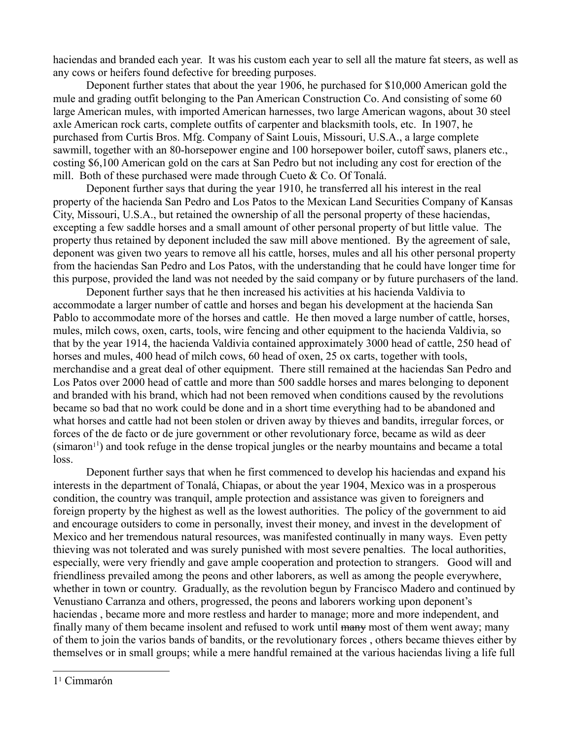haciendas and branded each year. It was his custom each year to sell all the mature fat steers, as well as any cows or heifers found defective for breeding purposes.

Deponent further states that about the year 1906, he purchased for $10,000 American gold the mule and grading outfit belonging to the Pan American Construction Co. And consisting of some 60 large American mules, with imported American harnesses, two large American wagons, about 30 steel axle American rock carts, complete outfits of carpenter and blacksmith tools, etc. In 1907, he purchased from Curtis Bros. Mfg. Company of Saint Louis, Missouri, U.S.A., a large complete sawmill, together with an 80-horsepower engine and 100 horsepower boiler, cutoff saws, planers etc., costing $6,100 American gold on the cars at San Pedro but not including any cost for erection of the mill. Both of these purchased were made through Cueto & Co. Of Tonalá.

Deponent further says that during the year 1910, he transferred all his interest in the real property of the hacienda San Pedro and Los Patos to the Mexican Land Securities Company of Kansas City, Missouri, U.S.A., but retained the ownership of all the personal property of these haciendas, excepting a few saddle horses and a small amount of other personal property of but little value. The property thus retained by deponent included the saw mill above mentioned. By the agreement of sale, deponent was given two years to remove all his cattle, horses, mules and all his other personal property from the haciendas San Pedro and Los Patos, with the understanding that he could have longer time for this purpose, provided the land was not needed by the said company or by future purchasers of the land.

Deponent further says that he then increased his activities at his hacienda Valdivia to accommodate a larger number of cattle and horses and began his development at the hacienda San Pablo to accommodate more of the horses and cattle. He then moved a large number of cattle, horses, mules, milch cows, oxen, carts, tools, wire fencing and other equipment to the hacienda Valdivia, so that by the year 1914, the hacienda Valdivia contained approximately 3000 head of cattle, 250 head of horses and mules, 400 head of milch cows, 60 head of oxen, 25 ox carts, together with tools, merchandise and a great deal of other equipment. There still remained at the haciendas San Pedro and Los Patos over 2000 head of cattle and more than 500 saddle horses and mares belonging to deponent and branded with his brand, which had not been removed when conditions caused by the revolutions became so bad that no work could be done and in a short time everything had to be abandoned and what horses and cattle had not been stolen or driven away by thieves and bandits, irregular forces, or forces of the de facto or de jure government or other revolutionary force, became as wild as deer (simaron[1]) and took refuge in the dense tropical jungles or the nearby mountains and became a total loss.

Deponent further says that when he first commenced to develop his haciendas and expand his interests in the department of Tonalá, Chiapas, or about the year 1904, Mexico was in a prosperous condition, the country was tranquil, ample protection and assistance was given to foreigners and foreign property by the highest as well as the lowest authorities. The policy of the government to aid and encourage outsiders to come in personally, invest their money, and invest in the development of Mexico and her tremendous natural resources, was manifested continually in many ways. Even petty thieving was not tolerated and was surely punished with most severe penalties. The local authorities, especially, were very friendly and gave ample cooperation and protection to strangers. Good will and friendliness prevailed among the peons and other laborers, as well as among the people everywhere, whether in town or country. Gradually, as the revolution begun by Francisco Madero and continued by Venustiano Carranza and others, progressed, the peons and laborers working upon deponent's haciendas , became more and more restless and harder to manage; more and more independent, and finally many of them became insolent and refused to work until ~~many~~ most of them went away; many of them to join the varios bands of bandits, or the revolutionary forces , others became thieves either by themselves or in small groups; while a mere handful remained at the various haciendas living a life full

---

[1] Cimmarón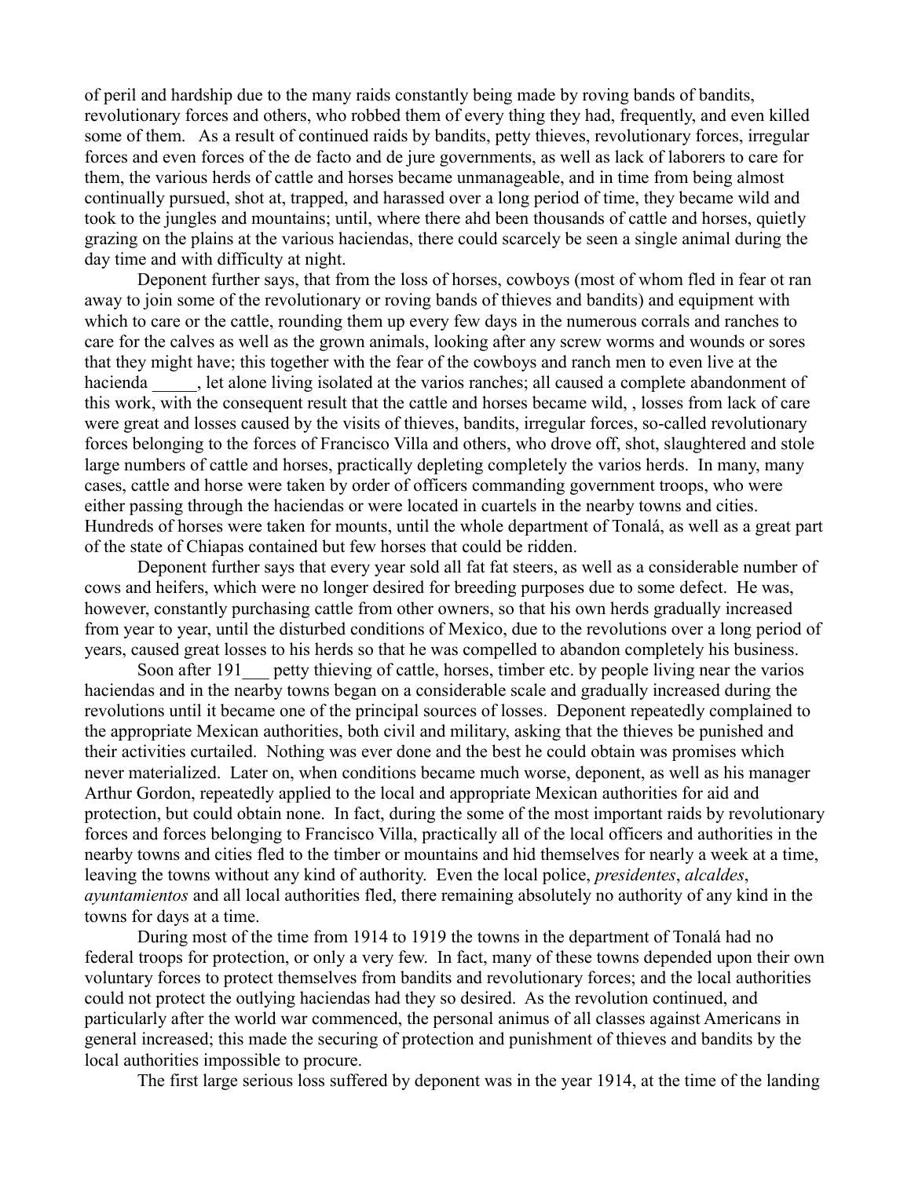of peril and hardship due to the many raids constantly being made by roving bands of bandits, revolutionary forces and others, who robbed them of every thing they had, frequently, and even killed some of them. As a result of continued raids by bandits, petty thieves, revolutionary forces, irregular forces and even forces of the de facto and de jure governments, as well as lack of laborers to care for them, the various herds of cattle and horses became unmanageable, and in time from being almost continually pursued, shot at, trapped, and harassed over a long period of time, they became wild and took to the jungles and mountains; until, where there ahd been thousands of cattle and horses, quietly grazing on the plains at the various haciendas, there could scarcely be seen a single animal during the day time and with difficulty at night.

Deponent further says, that from the loss of horses, cowboys (most of whom fled in fear ot ran away to join some of the revolutionary or roving bands of thieves and bandits) and equipment with which to care or the cattle, rounding them up every few days in the numerous corrals and ranches to care for the calves as well as the grown animals, looking after any screw worms and wounds or sores that they might have; this together with the fear of the cowboys and ranch men to even live at the hacienda _____, let alone living isolated at the varios ranches; all caused a complete abandonment of this work, with the consequent result that the cattle and horses became wild, , losses from lack of care were great and losses caused by the visits of thieves, bandits, irregular forces, so-called revolutionary forces belonging to the forces of Francisco Villa and others, who drove off, shot, slaughtered and stole large numbers of cattle and horses, practically depleting completely the varios herds. In many, many cases, cattle and horse were taken by order of officers commanding government troops, who were either passing through the haciendas or were located in cuartels in the nearby towns and cities. Hundreds of horses were taken for mounts, until the whole department of Tonalá, as well as a great part of the state of Chiapas contained but few horses that could be ridden.

Deponent further says that every year sold all fat fat steers, as well as a considerable number of cows and heifers, which were no longer desired for breeding purposes due to some defect. He was, however, constantly purchasing cattle from other owners, so that his own herds gradually increased from year to year, until the disturbed conditions of Mexico, due to the revolutions over a long period of years, caused great losses to his herds so that he was compelled to abandon completely his business.

Soon after 191___ petty thieving of cattle, horses, timber etc. by people living near the varios haciendas and in the nearby towns began on a considerable scale and gradually increased during the revolutions until it became one of the principal sources of losses. Deponent repeatedly complained to the appropriate Mexican authorities, both civil and military, asking that the thieves be punished and their activities curtailed. Nothing was ever done and the best he could obtain was promises which never materialized. Later on, when conditions became much worse, deponent, as well as his manager Arthur Gordon, repeatedly applied to the local and appropriate Mexican authorities for aid and protection, but could obtain none. In fact, during the some of the most important raids by revolutionary forces and forces belonging to Francisco Villa, practically all of the local officers and authorities in the nearby towns and cities fled to the timber or mountains and hid themselves for nearly a week at a time, leaving the towns without any kind of authority. Even the local police, *presidentes*, *alcaldes*, *ayuntamientos* and all local authorities fled, there remaining absolutely no authority of any kind in the towns for days at a time.

During most of the time from 1914 to 1919 the towns in the department of Tonalá had no federal troops for protection, or only a very few. In fact, many of these towns depended upon their own voluntary forces to protect themselves from bandits and revolutionary forces; and the local authorities could not protect the outlying haciendas had they so desired. As the revolution continued, and particularly after the world war commenced, the personal animus of all classes against Americans in general increased; this made the securing of protection and punishment of thieves and bandits by the local authorities impossible to procure.

The first large serious loss suffered by deponent was in the year 1914, at the time of the landing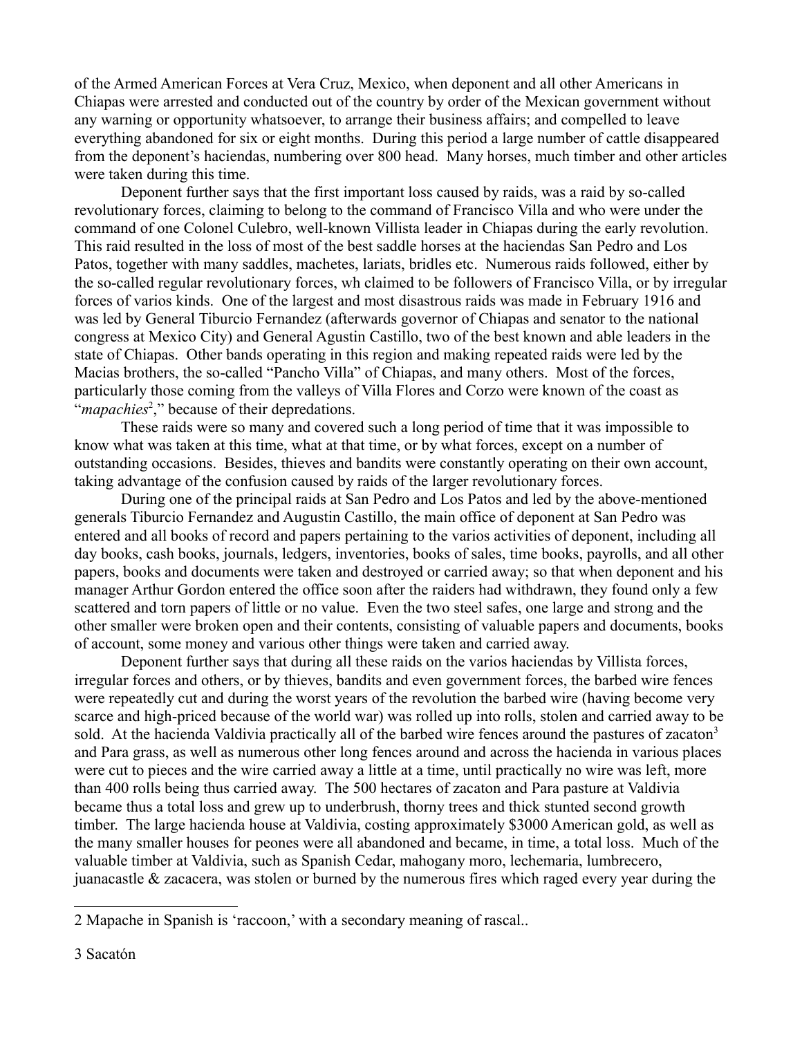of the Armed American Forces at Vera Cruz, Mexico, when deponent and all other Americans in Chiapas were arrested and conducted out of the country by order of the Mexican government without any warning or opportunity whatsoever, to arrange their business affairs; and compelled to leave everything abandoned for six or eight months. During this period a large number of cattle disappeared from the deponent's haciendas, numbering over 800 head. Many horses, much timber and other articles were taken during this time.

Deponent further says that the first important loss caused by raids, was a raid by so-called revolutionary forces, claiming to belong to the command of Francisco Villa and who were under the command of one Colonel Culebro, well-known Villista leader in Chiapas during the early revolution. This raid resulted in the loss of most of the best saddle horses at the haciendas San Pedro and Los Patos, together with many saddles, machetes, lariats, bridles etc. Numerous raids followed, either by the so-called regular revolutionary forces, wh claimed to be followers of Francisco Villa, or by irregular forces of varios kinds. One of the largest and most disastrous raids was made in February 1916 and was led by General Tiburcio Fernandez (afterwards governor of Chiapas and senator to the national congress at Mexico City) and General Agustin Castillo, two of the best known and able leaders in the state of Chiapas. Other bands operating in this region and making repeated raids were led by the Macias brothers, the so-called "Pancho Villa" of Chiapas, and many others. Most of the forces, particularly those coming from the valleys of Villa Flores and Corzo were known of the coast as "*mapachies*[2]," because of their depredations.

These raids were so many and covered such a long period of time that it was impossible to know what was taken at this time, what at that time, or by what forces, except on a number of outstanding occasions. Besides, thieves and bandits were constantly operating on their own account, taking advantage of the confusion caused by raids of the larger revolutionary forces.

During one of the principal raids at San Pedro and Los Patos and led by the above-mentioned generals Tiburcio Fernandez and Augustin Castillo, the main office of deponent at San Pedro was entered and all books of record and papers pertaining to the varios activities of deponent, including all day books, cash books, journals, ledgers, inventories, books of sales, time books, payrolls, and all other papers, books and documents were taken and destroyed or carried away; so that when deponent and his manager Arthur Gordon entered the office soon after the raiders had withdrawn, they found only a few scattered and torn papers of little or no value. Even the two steel safes, one large and strong and the other smaller were broken open and their contents, consisting of valuable papers and documents, books of account, some money and various other things were taken and carried away.

Deponent further says that during all these raids on the varios haciendas by Villista forces, irregular forces and others, or by thieves, bandits and even government forces, the barbed wire fences were repeatedly cut and during the worst years of the revolution the barbed wire (having become very scarce and high-priced because of the world war) was rolled up into rolls, stolen and carried away to be sold. At the hacienda Valdivia practically all of the barbed wire fences around the pastures of zacaton[3] and Para grass, as well as numerous other long fences around and across the hacienda in various places were cut to pieces and the wire carried away a little at a time, until practically no wire was left, more than 400 rolls being thus carried away. The 500 hectares of zacaton and Para pasture at Valdivia became thus a total loss and grew up to underbrush, thorny trees and thick stunted second growth timber. The large hacienda house at Valdivia, costing approximately $3000 American gold, as well as the many smaller houses for peones were all abandoned and became, in time, a total loss. Much of the valuable timber at Valdivia, such as Spanish Cedar, mahogany moro, lechemaria, lumbrecero, juanacastle & zacacera, was stolen or burned by the numerous fires which raged every year during the

---

2 Mapache in Spanish is 'raccoon,' with a secondary meaning of rascal..

3 Sacatón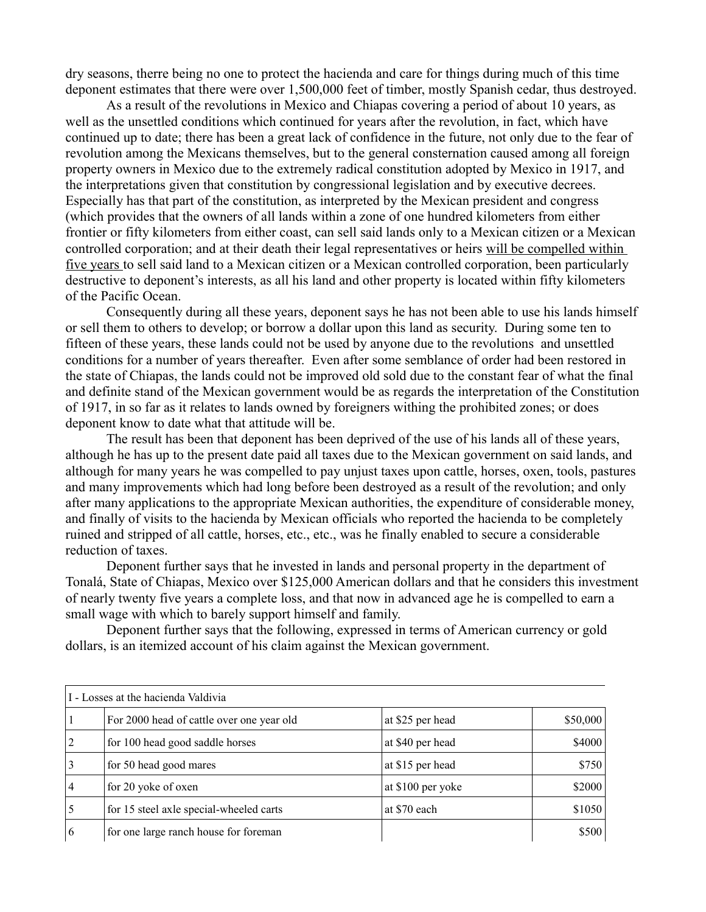dry seasons, therre being no one to protect the hacienda and care for things during much of this time deponent estimates that there were over 1,500,000 feet of timber, mostly Spanish cedar, thus destroyed.

As a result of the revolutions in Mexico and Chiapas covering a period of about 10 years, as well as the unsettled conditions which continued for years after the revolution, in fact, which have continued up to date; there has been a great lack of confidence in the future, not only due to the fear of revolution among the Mexicans themselves, but to the general consternation caused among all foreign property owners in Mexico due to the extremely radical constitution adopted by Mexico in 1917, and the interpretations given that constitution by congressional legislation and by executive decrees. Especially has that part of the constitution, as interpreted by the Mexican president and congress (which provides that the owners of all lands within a zone of one hundred kilometers from either frontier or fifty kilometers from either coast, can sell said lands only to a Mexican citizen or a Mexican controlled corporation; and at their death their legal representatives or heirs will be compelled within five years to sell said land to a Mexican citizen or a Mexican controlled corporation, been particularly destructive to deponent's interests, as all his land and other property is located within fifty kilometers of the Pacific Ocean.

Consequently during all these years, deponent says he has not been able to use his lands himself or sell them to others to develop; or borrow a dollar upon this land as security. During some ten to fifteen of these years, these lands could not be used by anyone due to the revolutions and unsettled conditions for a number of years thereafter. Even after some semblance of order had been restored in the state of Chiapas, the lands could not be improved old sold due to the constant fear of what the final and definite stand of the Mexican government would be as regards the interpretation of the Constitution of 1917, in so far as it relates to lands owned by foreigners withing the prohibited zones; or does deponent know to date what that attitude will be.

The result has been that deponent has been deprived of the use of his lands all of these years, although he has up to the present date paid all taxes due to the Mexican government on said lands, and although for many years he was compelled to pay unjust taxes upon cattle, horses, oxen, tools, pastures and many improvements which had long before been destroyed as a result of the revolution; and only after many applications to the appropriate Mexican authorities, the expenditure of considerable money, and finally of visits to the hacienda by Mexican officials who reported the hacienda to be completely ruined and stripped of all cattle, horses, etc., etc., was he finally enabled to secure a considerable reduction of taxes.

Deponent further says that he invested in lands and personal property in the department of Tonalá, State of Chiapas, Mexico over $125,000 American dollars and that he considers this investment of nearly twenty five years a complete loss, and that now in advanced age he is compelled to earn a small wage with which to barely support himself and family.

Deponent further says that the following, expressed in terms of American currency or gold dollars, is an itemized account of his claim against the Mexican government.

| I - Losses at the hacienda Valdivia | | | |
|---|---|---|---|
| 1 | For 2000 head of cattle over one year old | at $25 per head | $50,000 |
| 2 | for 100 head good saddle horses | at $40 per head | $4000 |
| 3 | for 50 head good mares | at $15 per head | $750 |
| 4 | for 20 yoke of oxen | at $100 per yoke | $2000 |
| 5 | for 15 steel axle special-wheeled carts | at $70 each | $1050 |
| 6 | for one large ranch house for foreman | | $500 |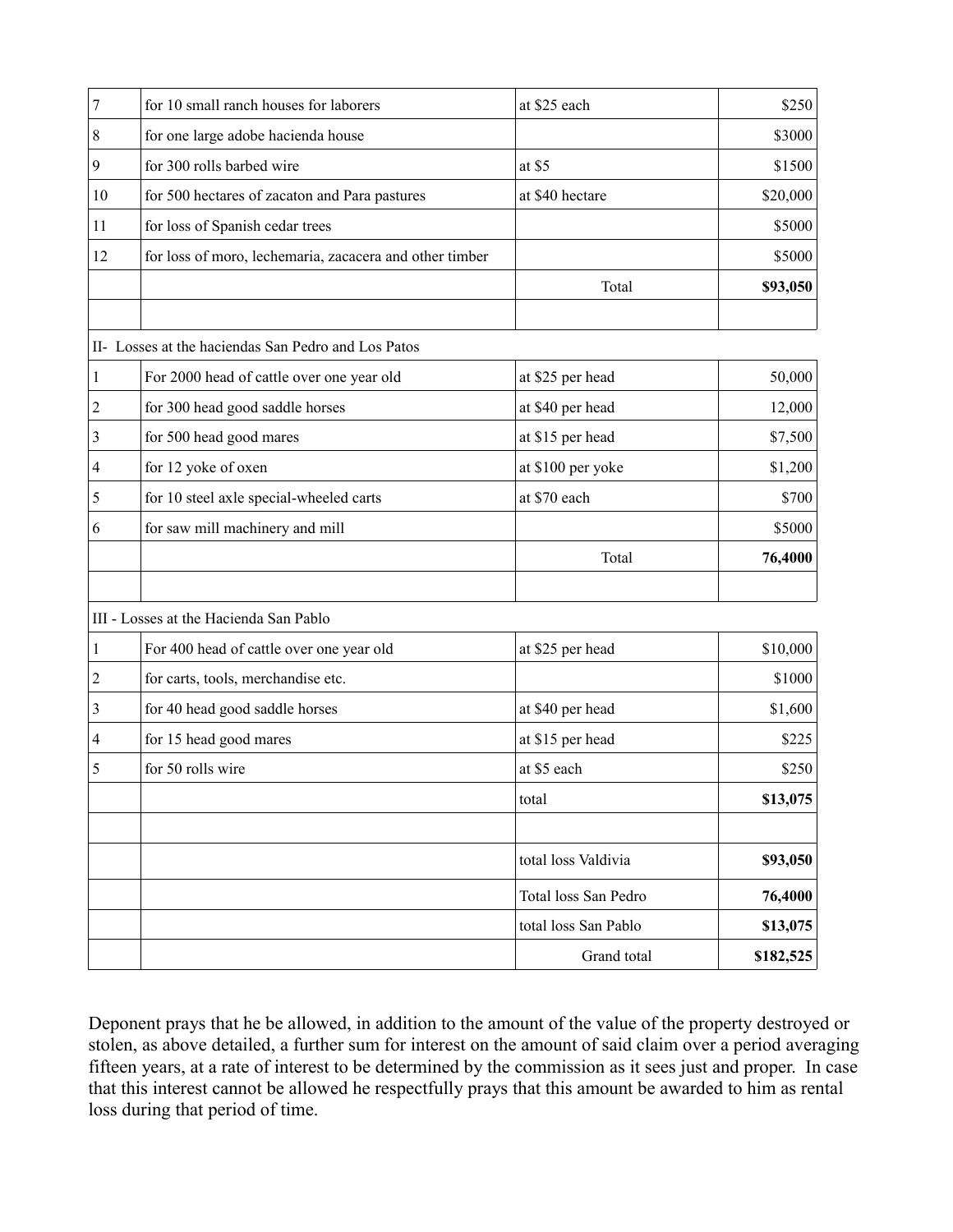| | | | |
|---|---|---|---|
| 7 | for 10 small ranch houses for laborers | at $25 each | $250 |
| 8 | for one large adobe hacienda house | | $3000 |
| 9 | for 300 rolls barbed wire | at $5 | $1500 |
| 10 | for 500 hectares of zacaton and Para pastures | at $40 hectare | $20,000 |
| 11 | for loss of Spanish cedar trees | | $5000 |
| 12 | for loss of moro, lechemaria, zacacera and other timber | | $5000 |
| | | Total | **$93,050** |
| | | | |
| II- Losses at the haciendas San Pedro and Los Patos | | | |
| 1 | For 2000 head of cattle over one year old | at $25 per head | 50,000 |
| 2 | for 300 head good saddle horses | at $40 per head | 12,000 |
| 3 | for 500 head good mares | at $15 per head | $7,500 |
| 4 | for 12 yoke of oxen | at $100 per yoke | $1,200 |
| 5 | for 10 steel axle special-wheeled carts | at $70 each | $700 |
| 6 | for saw mill machinery and mill | | $5000 |
| | | Total | **76,4000** |
| | | | |
| III - Losses at the Hacienda San Pablo | | | |
| 1 | For 400 head of cattle over one year old | at $25 per head | $10,000 |
| 2 | for carts, tools, merchandise etc. | | $1000 |
| 3 | for 40 head good saddle horses | at $40 per head | $1,600 |
| 4 | for 15 head good mares | at $15 per head | $225 |
| 5 | for 50 rolls wire | at $5 each | $250 |
| | | total | **$13,075** |
| | | | |
| | | total loss Valdivia | **$93,050** |
| | | Total loss San Pedro | **76,4000** |
| | | total loss San Pablo | **$13,075** |
| | | Grand total | **$182,525** |

Deponent prays that he be allowed, in addition to the amount of the value of the property destroyed or stolen, as above detailed, a further sum for interest on the amount of said claim over a period averaging fifteen years, at a rate of interest to be determined by the commission as it sees just and proper. In case that this interest cannot be allowed he respectfully prays that this amount be awarded to him as rental loss during that period of time.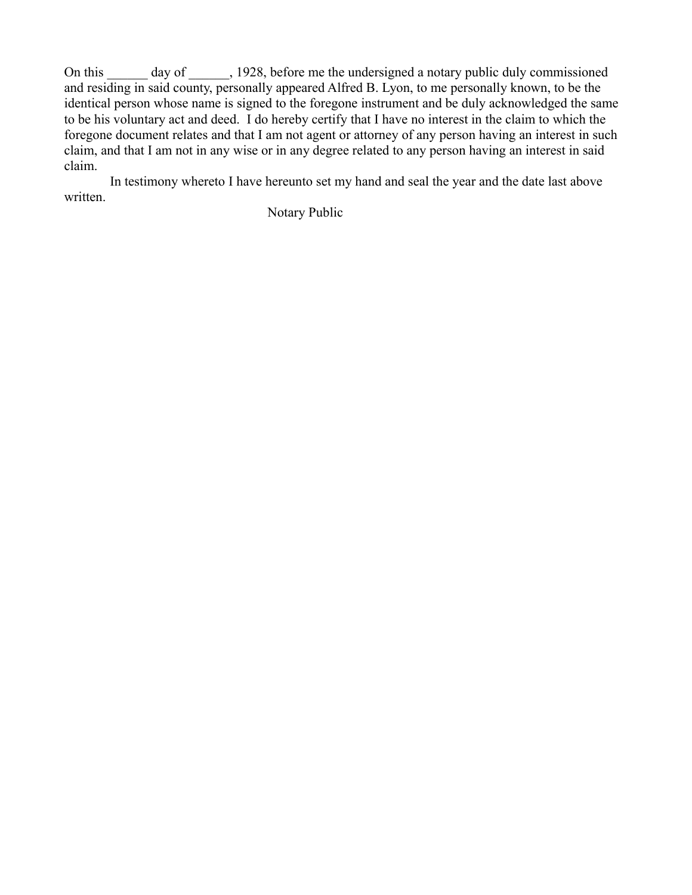On this ______ day of ______, 1928, before me the undersigned a notary public duly commissioned and residing in said county, personally appeared Alfred B. Lyon, to me personally known, to be the identical person whose name is signed to the foregone instrument and be duly acknowledged the same to be his voluntary act and deed. I do hereby certify that I have no interest in the claim to which the foregone document relates and that I am not agent or attorney of any person having an interest in such claim, and that I am not in any wise or in any degree related to any person having an interest in said claim.

In testimony whereto I have hereunto set my hand and seal the year and the date last above written.

Notary Public